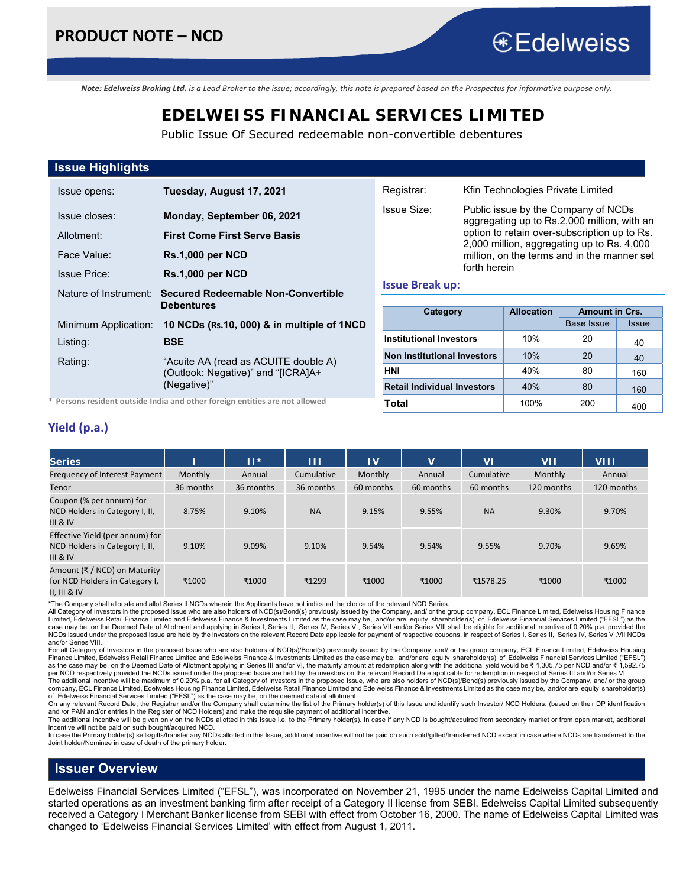# PRODUCT NOTE – NCD

*Note: **Edelweiss Broking Ltd.** is a Lead Broker to the issue; accordingly, this note is prepared based on the Prospectus for informative purpose only.*

# EDELWEISS FINANCIAL SERVICES LIMITED

Public Issue Of Secured redeemable non-convertible debentures

## Issue Highlights

| | |
|---|---|
| Issue opens: | **Tuesday, August 17, 2021** |
| Issue closes: | **Monday, September 06, 2021** |
| Allotment: | **First Come First Serve Basis** |
| Face Value: | **Rs.1,000 per NCD** |
| Issue Price: | **Rs.1,000 per NCD** |
| Nature of Instrument: | **Secured Redeemable Non-Convertible Debentures** |
| Minimum Application: | **10 NCDs (Rs.10, 000) & in multiple of 1NCD** |
| Listing: | **BSE** |
| Rating: | "Acuite AA (read as ACUITE double A) (Outlook: Negative)" and "[ICRA]A+ (Negative)" |

\* **Persons resident outside India and other foreign entities are not allowed**

| | |
|---|---|
| Registrar: | Kfin Technologies Private Limited |
| Issue Size: | Public issue by the Company of NCDs aggregating up to Rs.2,000 million, with an option to retain over-subscription up to Rs. 2,000 million, aggregating up to Rs. 4,000 million, on the terms and in the manner set forth herein |

### Issue Break up:

| Category | Allocation | Amount in Crs. | |
|---|---|---|---|
| | | Base Issue | Issue |
| **Institutional Investors** | 10% | 20 | 40 |
| **Non Institutional Investors** | 10% | 20 | 40 |
| **HNI** | 40% | 80 | 160 |
| **Retail Individual Investors** | 40% | 80 | 160 |
| **Total** | 100% | 200 | 400 |

## Yield (p.a.)

| Series | I | II* | III | IV | V | VI | VII | VIII |
|---|---|---|---|---|---|---|---|---|
| Frequency of Interest Payment | Monthly | Annual | Cumulative | Monthly | Annual | Cumulative | Monthly | Annual |
| Tenor | 36 months | 36 months | 36 months | 60 months | 60 months | 60 months | 120 months | 120 months |
| Coupon (% per annum) for NCD Holders in Category I, II, III & IV | 8.75% | 9.10% | NA | 9.15% | 9.55% | NA | 9.30% | 9.70% |
| Effective Yield (per annum) for NCD Holders in Category I, II, III & IV | 9.10% | 9.09% | 9.10% | 9.54% | 9.54% | 9.55% | 9.70% | 9.69% |
| Amount (₹ / NCD) on Maturity for NCD Holders in Category I, II, III & IV | ₹1000 | ₹1000 | ₹1299 | ₹1000 | ₹1000 | ₹1578.25 | ₹1000 | ₹1000 |

*The Company shall allocate and allot Series II NCDs wherein the Applicants have not indicated the choice of the relevant NCD Series.

All Category of Investors in the proposed Issue who are also holders of NCD(s)/Bond(s) previously issued by the Company, and/ or the group company, ECL Finance Limited, Edelweiss Housing Finance Limited, Edelweiss Retail Finance Limited and Edelweiss Finance & Investments Limited as the case may be, and/or are equity shareholder(s) of Edelweiss Financial Services Limited ("EFSL") as the case may be, on the Deemed Date of Allotment and applying in Series I, Series II, Series IV, Series V , Series VII and/or Series VIII shall be eligible for additional incentive of 0.20% p.a. provided the NCDs issued under the proposed Issue are held by the investors on the relevant Record Date applicable for payment of respective coupons, in respect of Series I, Series II, Series IV, Series V ,VII NCDs and/or Series VIII.

For all Category of Investors in the proposed Issue who are also holders of NCD(s)/Bond(s) previously issued by the Company, and/ or the group company, ECL Finance Limited, Edelweiss Housing Finance Limited, Edelweiss Retail Finance Limited and Edelweiss Finance & Investments Limited as the case may be, and/or are equity shareholder(s) of Edelweiss Financial Services Limited ("EFSL") as the case may be, on the Deemed Date of Allotment applying in Series III and/or VI, the maturity amount at redemption along with the additional yield would be ₹ 1,305.75 per NCD and/or ₹ 1,592.75 per NCD respectively provided the NCDs issued under the proposed Issue are held by the investors on the relevant Record Date applicable for redemption in respect of Series III and/or Series VI.

The additional incentive will be maximum of 0.20% p.a. for all Category of Investors in the proposed Issue, who are also holders of NCD(s)/Bond(s) previously issued by the Company, and/ or the group company, ECL Finance Limited, Edelweiss Housing Finance Limited, Edelweiss Retail Finance Limited and Edelweiss Finance & Investments Limited as the case may be, and/or are equity shareholder(s) of Edelweiss Financial Services Limited ("EFSL") as the case may be, on the deemed date of allotment.

On any relevant Record Date, the Registrar and/or the Company shall determine the list of the Primary holder(s) of this Issue and identify such Investor/ NCD Holders, (based on their DP identification and /or PAN and/or entries in the Register of NCD Holders) and make the requisite payment of additional incentive.

The additional incentive will be given only on the NCDs allotted in this Issue i.e. to the Primary holder(s). In case if any NCD is bought/acquired from secondary market or from open market, additional incentive will not be paid on such bought/acquired NCD.

In case the Primary holder(s) sells/gifts/transfer any NCDs allotted in this Issue, additional incentive will not be paid on such sold/gifted/transferred NCD except in case where NCDs are transferred to the Joint holder/Nominee in case of death of the primary holder.

## Issuer Overview

Edelweiss Financial Services Limited ("EFSL"), was incorporated on November 21, 1995 under the name Edelweiss Capital Limited and started operations as an investment banking firm after receipt of a Category II license from SEBI. Edelweiss Capital Limited subsequently received a Category I Merchant Banker license from SEBI with effect from October 16, 2000. The name of Edelweiss Capital Limited was changed to 'Edelweiss Financial Services Limited' with effect from August 1, 2011.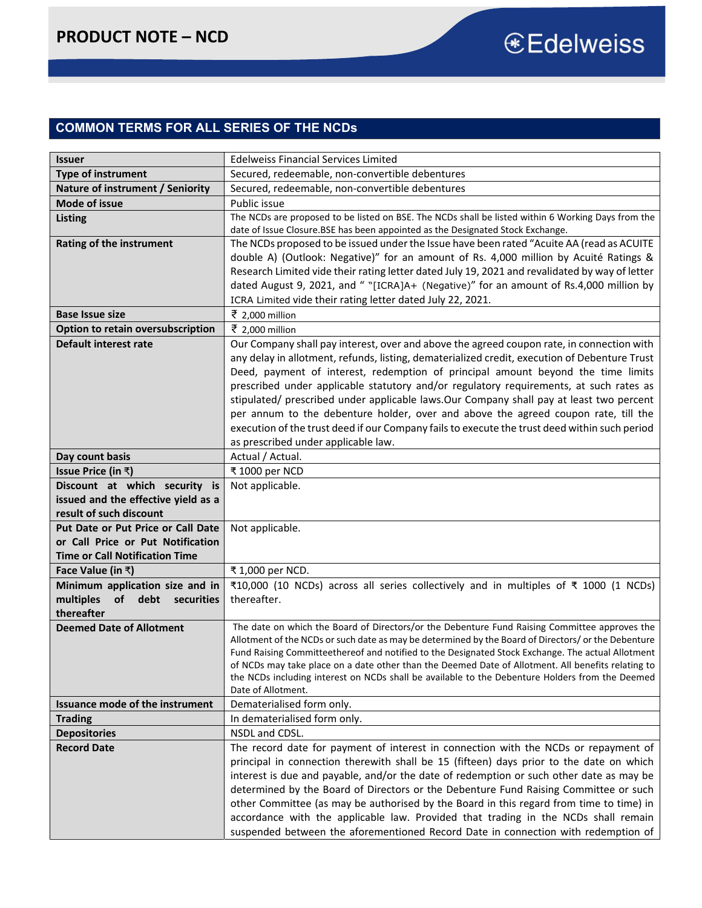## COMMON TERMS FOR ALL SERIES OF THE NCDs

| Issuer | Edelweiss Financial Services Limited |
|---|---|
| Type of instrument | Secured, redeemable, non-convertible debentures |
| Nature of instrument / Seniority | Secured, redeemable, non-convertible debentures |
| Mode of issue | Public issue |
| Listing | The NCDs are proposed to be listed on BSE. The NCDs shall be listed within 6 Working Days from the date of Issue Closure.BSE has been appointed as the Designated Stock Exchange. |
| Rating of the instrument | The NCDs proposed to be issued under the Issue have been rated "Acuite AA (read as ACUITE double A) (Outlook: Negative)" for an amount of Rs. 4,000 million by Acuité Ratings & Research Limited vide their rating letter dated July 19, 2021 and revalidated by way of letter dated August 9, 2021, and " "[ICRA]A+ (Negative)" for an amount of Rs.4,000 million by ICRA Limited vide their rating letter dated July 22, 2021. |
| Base Issue size | ₹ 2,000 million |
| Option to retain oversubscription | ₹ 2,000 million |
| Default interest rate | Our Company shall pay interest, over and above the agreed coupon rate, in connection with any delay in allotment, refunds, listing, dematerialized credit, execution of Debenture Trust Deed, payment of interest, redemption of principal amount beyond the time limits prescribed under applicable statutory and/or regulatory requirements, at such rates as stipulated/ prescribed under applicable laws.Our Company shall pay at least two percent per annum to the debenture holder, over and above the agreed coupon rate, till the execution of the trust deed if our Company fails to execute the trust deed within such period as prescribed under applicable law. |
| Day count basis | Actual / Actual. |
| Issue Price (in ₹) | ₹ 1000 per NCD |
| Discount at which security is issued and the effective yield as a result of such discount | Not applicable. |
| Put Date or Put Price or Call Date or Call Price or Put Notification Time or Call Notification Time | Not applicable. |
| Face Value (in ₹) | ₹ 1,000 per NCD. |
| Minimum application size and in multiples of debt securities thereafter | ₹10,000 (10 NCDs) across all series collectively and in multiples of ₹ 1000 (1 NCDs) thereafter. |
| Deemed Date of Allotment | The date on which the Board of Directors/or the Debenture Fund Raising Committee approves the Allotment of the NCDs or such date as may be determined by the Board of Directors/ or the Debenture Fund Raising Committeethereof and notified to the Designated Stock Exchange. The actual Allotment of NCDs may take place on a date other than the Deemed Date of Allotment. All benefits relating to the NCDs including interest on NCDs shall be available to the Debenture Holders from the Deemed Date of Allotment. |
| Issuance mode of the instrument | Dematerialised form only. |
| Trading | In dematerialised form only. |
| Depositories | NSDL and CDSL. |
| Record Date | The record date for payment of interest in connection with the NCDs or repayment of principal in connection therewith shall be 15 (fifteen) days prior to the date on which interest is due and payable, and/or the date of redemption or such other date as may be determined by the Board of Directors or the Debenture Fund Raising Committee or such other Committee (as may be authorised by the Board in this regard from time to time) in accordance with the applicable law. Provided that trading in the NCDs shall remain suspended between the aforementioned Record Date in connection with redemption of |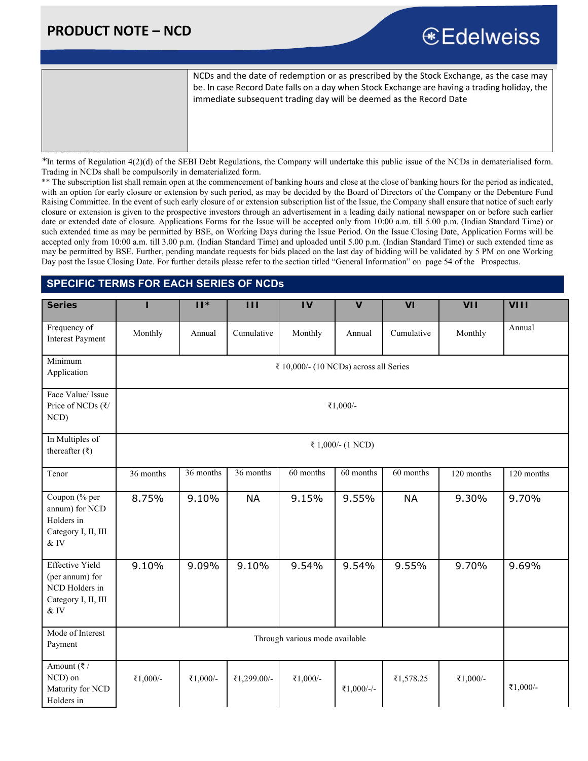| | NCDs and the date of redemption or as prescribed by the Stock Exchange, as the case may be. In case Record Date falls on a day when Stock Exchange are having a trading holiday, the immediate subsequent trading day will be deemed as the Record Date |
|---|---|

*In terms of Regulation 4(2)(d) of the SEBI Debt Regulations, the Company will undertake this public issue of the NCDs in dematerialised form. Trading in NCDs shall be compulsorily in dematerialized form.

** The subscription list shall remain open at the commencement of banking hours and close at the close of banking hours for the period as indicated, with an option for early closure or extension by such period, as may be decided by the Board of Directors of the Company or the Debenture Fund Raising Committee. In the event of such early closure of or extension subscription list of the Issue, the Company shall ensure that notice of such early closure or extension is given to the prospective investors through an advertisement in a leading daily national newspaper on or before such earlier date or extended date of closure. Applications Forms for the Issue will be accepted only from 10:00 a.m. till 5.00 p.m. (Indian Standard Time) or such extended time as may be permitted by BSE, on Working Days during the Issue Period. On the Issue Closing Date, Application Forms will be accepted only from 10:00 a.m. till 3.00 p.m. (Indian Standard Time) and uploaded until 5.00 p.m. (Indian Standard Time) or such extended time as may be permitted by BSE. Further, pending mandate requests for bids placed on the last day of bidding will be validated by 5 PM on one Working Day post the Issue Closing Date. For further details please refer to the section titled "General Information" on page 54 of the Prospectus.

## SPECIFIC TERMS FOR EACH SERIES OF NCDs

| Series | I | II* | III | IV | V | VI | VII | VIII |
|---|---|---|---|---|---|---|---|---|
| Frequency of Interest Payment | Monthly | Annual | Cumulative | Monthly | Annual | Cumulative | Monthly | Annual |
| Minimum Application | ₹ 10,000/- (10 NCDs) across all Series | | | | | | | |
| Face Value/ Issue Price of NCDs (₹/ NCD) | ₹1,000/- | | | | | | | |
| In Multiples of thereafter (₹) | ₹ 1,000/- (1 NCD) | | | | | | | |
| Tenor | 36 months | 36 months | 36 months | 60 months | 60 months | 60 months | 120 months | 120 months |
| Coupon (% per annum) for NCD Holders in Category I, II, III & IV | 8.75% | 9.10% | NA | 9.15% | 9.55% | NA | 9.30% | 9.70% |
| Effective Yield (per annum) for NCD Holders in Category I, II, III & IV | 9.10% | 9.09% | 9.10% | 9.54% | 9.54% | 9.55% | 9.70% | 9.69% |
| Mode of Interest Payment | Through various mode available | | | | | | | |
| Amount (₹ / NCD) on Maturity for NCD Holders in | ₹1,000/- | ₹1,000/- | ₹1,299.00/- | ₹1,000/- | ₹1,000/-/- | ₹1,578.25 | ₹1,000/- | ₹1,000/- |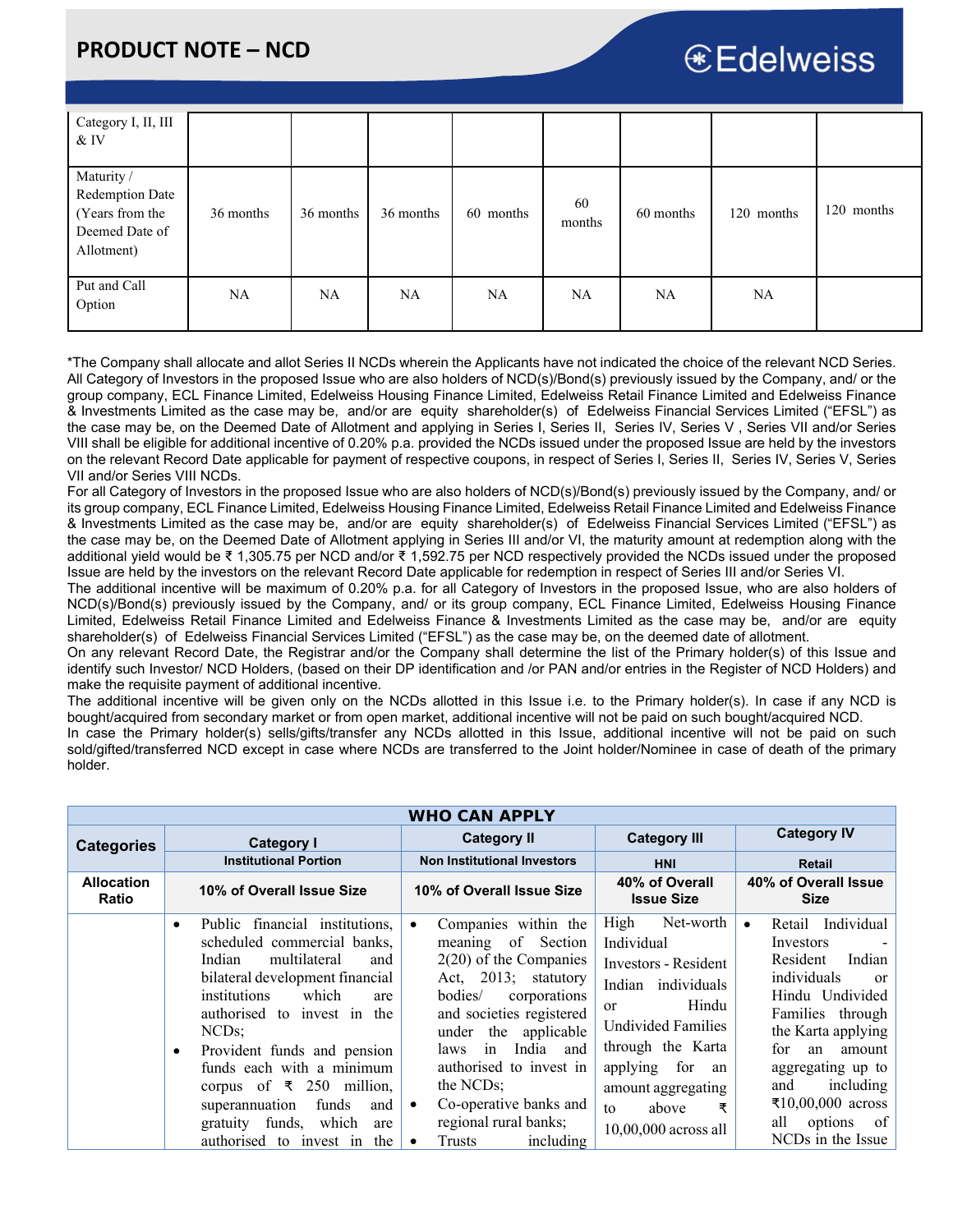## PRODUCT NOTE – NCD

| Category I, II, III & IV | | | | | | | | |
|---|---|---|---|---|---|---|---|---|
| Maturity / Redemption Date (Years from the Deemed Date of Allotment) | 36 months | 36 months | 36 months | 60 months | 60 months | 60 months | 120 months | 120 months |
| Put and Call Option | NA | NA | NA | NA | NA | NA | NA | |

*The Company shall allocate and allot Series II NCDs wherein the Applicants have not indicated the choice of the relevant NCD Series. All Category of Investors in the proposed Issue who are also holders of NCD(s)/Bond(s) previously issued by the Company, and/ or the group company, ECL Finance Limited, Edelweiss Housing Finance Limited, Edelweiss Retail Finance Limited and Edelweiss Finance & Investments Limited as the case may be, and/or are equity shareholder(s) of Edelweiss Financial Services Limited ("EFSL") as the case may be, on the Deemed Date of Allotment and applying in Series I, Series II, Series IV, Series V , Series VII and/or Series VIII shall be eligible for additional incentive of 0.20% p.a. provided the NCDs issued under the proposed Issue are held by the investors on the relevant Record Date applicable for payment of respective coupons, in respect of Series I, Series II, Series IV, Series V, Series VII and/or Series VIII NCDs.

For all Category of Investors in the proposed Issue who are also holders of NCD(s)/Bond(s) previously issued by the Company, and/ or its group company, ECL Finance Limited, Edelweiss Housing Finance Limited, Edelweiss Retail Finance Limited and Edelweiss Finance & Investments Limited as the case may be, and/or are equity shareholder(s) of Edelweiss Financial Services Limited ("EFSL") as the case may be, on the Deemed Date of Allotment applying in Series III and/or VI, the maturity amount at redemption along with the additional yield would be ₹ 1,305.75 per NCD and/or ₹ 1,592.75 per NCD respectively provided the NCDs issued under the proposed Issue are held by the investors on the relevant Record Date applicable for redemption in respect of Series III and/or Series VI.

The additional incentive will be maximum of 0.20% p.a. for all Category of Investors in the proposed Issue, who are also holders of NCD(s)/Bond(s) previously issued by the Company, and/ or its group company, ECL Finance Limited, Edelweiss Housing Finance Limited, Edelweiss Retail Finance Limited and Edelweiss Finance & Investments Limited as the case may be, and/or are equity shareholder(s) of Edelweiss Financial Services Limited ("EFSL") as the case may be, on the deemed date of allotment.

On any relevant Record Date, the Registrar and/or the Company shall determine the list of the Primary holder(s) of this Issue and identify such Investor/ NCD Holders, (based on their DP identification and /or PAN and/or entries in the Register of NCD Holders) and make the requisite payment of additional incentive.

The additional incentive will be given only on the NCDs allotted in this Issue i.e. to the Primary holder(s). In case if any NCD is bought/acquired from secondary market or from open market, additional incentive will not be paid on such bought/acquired NCD.

In case the Primary holder(s) sells/gifts/transfer any NCDs allotted in this Issue, additional incentive will not be paid on such sold/gifted/transferred NCD except in case where NCDs are transferred to the Joint holder/Nominee in case of death of the primary holder.

| WHO CAN APPLY | | | | |
|---|---|---|---|---|
| **Categories** | **Category I** | **Category II** | **Category III** | **Category IV** |
| | **Institutional Portion** | **Non Institutional Investors** | **HNI** | **Retail** |
| **Allocation Ratio** | **10% of Overall Issue Size** | **10% of Overall Issue Size** | **40% of Overall Issue Size** | **40% of Overall Issue Size** |
| | • Public financial institutions, scheduled commercial banks, Indian multilateral and bilateral development financial institutions which are authorised to invest in the NCDs; • Provident funds and pension funds each with a minimum corpus of ₹ 250 million, superannuation funds and gratuity funds, which are authorised to invest in the | • Companies within the meaning of Section 2(20) of the Companies Act, 2013; statutory bodies/ corporations and societies registered under the applicable laws in India and authorised to invest in the NCDs; • Co-operative banks and regional rural banks; • Trusts including | High Net-worth Individual Investors - Resident Indian individuals or Hindu Undivided Families through the Karta applying for an amount aggregating to above ₹ 10,00,000 across all | • Retail Individual Investors - Resident Indian individuals or Hindu Undivided Families through the Karta applying for an amount aggregating up to and including ₹10,00,000 across all options of NCDs in the Issue |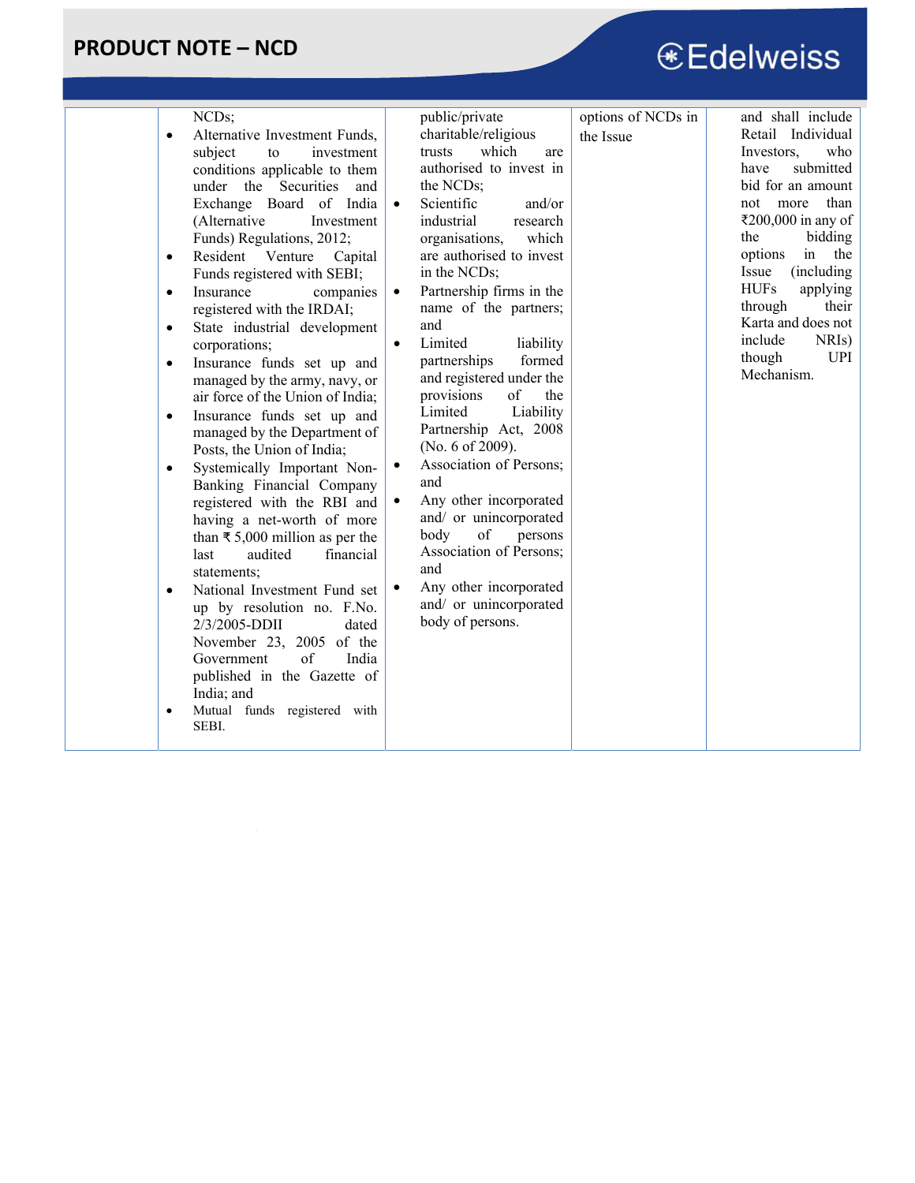| | | | | |
|---|---|---|---|---|
| | NCDs;<br>• Alternative Investment Funds, subject to investment conditions applicable to them under the Securities and Exchange Board of India (Alternative Investment Funds) Regulations, 2012;<br>• Resident Venture Capital Funds registered with SEBI;<br>• Insurance companies registered with the IRDAI;<br>• State industrial development corporations;<br>• Insurance funds set up and managed by the army, navy, or air force of the Union of India;<br>• Insurance funds set up and managed by the Department of Posts, the Union of India;<br>• Systemically Important Non-Banking Financial Company registered with the RBI and having a net-worth of more than ₹ 5,000 million as per the last audited financial statements;<br>• National Investment Fund set up by resolution no. F.No. 2/3/2005-DDII dated November 23, 2005 of the Government of India published in the Gazette of India; and<br>• Mutual funds registered with SEBI. | public/private charitable/religious trusts which are authorised to invest in the NCDs;<br>• Scientific and/or industrial research organisations, which are authorised to invest in the NCDs;<br>• Partnership firms in the name of the partners; and<br>• Limited liability partnerships formed and registered under the provisions of the Limited Liability Partnership Act, 2008 (No. 6 of 2009).<br>• Association of Persons; and<br>• Any other incorporated and/ or unincorporated body of persons Association of Persons; and<br>• Any other incorporated and/ or unincorporated body of persons. | options of NCDs in the Issue | and shall include Retail Individual Investors, who have submitted bid for an amount not more than ₹200,000 in any of the bidding options in the Issue (including HUFs applying through their Karta and does not include NRIs) though UPI Mechanism. |